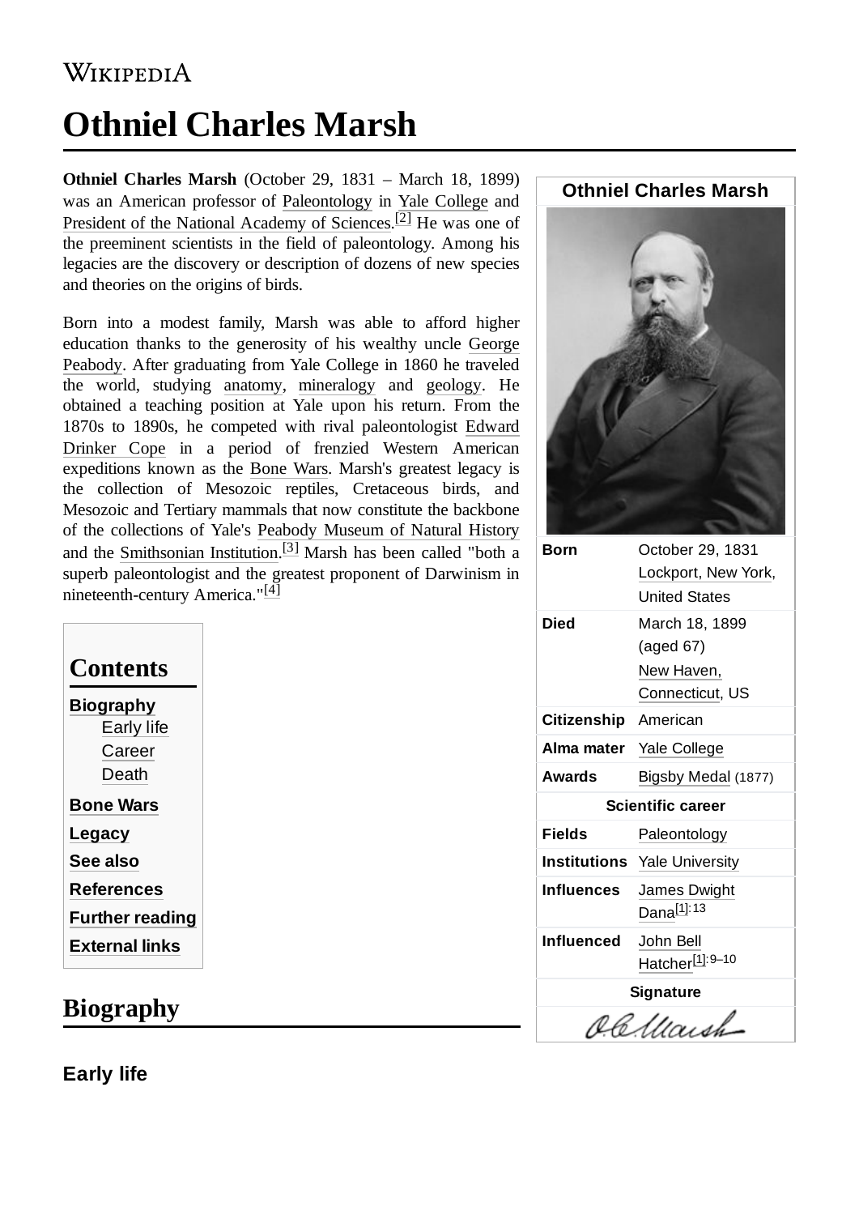# Othniel Charles Marsh

**Othniel Charles Marsh** (October 29, 1831 – March 18, 1899) was an American professor of Paleontology in Yale College and President of the National Academy of Sciences.[2] He was one of the preeminent scientists in the field of paleontology. Among his legacies are the discovery or description of dozens of new species and theories on the origins of birds.

Born into a modest family, Marsh was able to afford higher education thanks to the generosity of his wealthy uncle George Peabody. After graduating from Yale College in 1860 he traveled the world, studying anatomy, mineralogy and geology. He obtained a teaching position at Yale upon his return. From the 1870s to 1890s, he competed with rival paleontologist Edward Drinker Cope in a period of frenzied Western American expeditions known as the Bone Wars. Marsh's greatest legacy is the collection of Mesozoic reptiles, Cretaceous birds, and Mesozoic and Tertiary mammals that now constitute the backbone of the collections of Yale's Peabody Museum of Natural History and the Smithsonian Institution.[3] Marsh has been called "both a superb paleontologist and the greatest proponent of Darwinism in nineteenth-century America."[4]

| Othniel Charles Marsh | |
|---|---|
| **Born** | October 29, 1831<br>Lockport, New York, United States |
| **Died** | March 18, 1899 (aged 67)<br>New Haven, Connecticut, US |
| **Citizenship** | American |
| **Alma mater** | Yale College |
| **Awards** | Bigsby Medal (1877) |
| **Scientific career** | |
| **Fields** | Paleontology |
| **Institutions** | Yale University |
| **Influences** | James Dwight Dana[1]:13 |
| **Influenced** | John Bell Hatcher[1]:9–10 |
| **Signature** | |

## Contents

- Biography
  - Early life
  - Career
  - Death
- Bone Wars
- Legacy
- See also
- References
- Further reading
- External links

## Biography

### Early life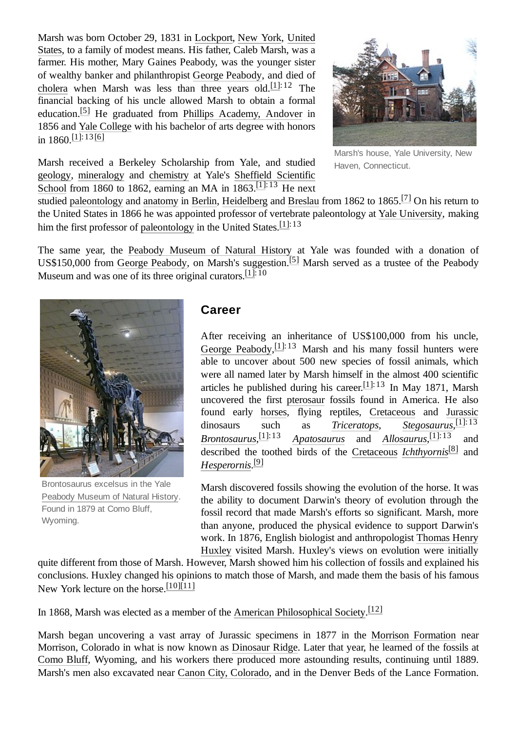Marsh was born October 29, 1831 in Lockport, New York, United States, to a family of modest means. His father, Caleb Marsh, was a farmer. His mother, Mary Gaines Peabody, was the younger sister of wealthy banker and philanthropist George Peabody, and died of cholera when Marsh was less than three years old.[1]: 12 The financial backing of his uncle allowed Marsh to obtain a formal education.[5] He graduated from Phillips Academy, Andover in 1856 and Yale College with his bachelor of arts degree with honors in 1860.[1]: 13[6]

Marsh's house, Yale University, New Haven, Connecticut.

Marsh received a Berkeley Scholarship from Yale, and studied geology, mineralogy and chemistry at Yale's Sheffield Scientific School from 1860 to 1862, earning an MA in 1863.[1]: 13 He next studied paleontology and anatomy in Berlin, Heidelberg and Breslau from 1862 to 1865.[7] On his return to the United States in 1866 he was appointed professor of vertebrate paleontology at Yale University, making him the first professor of paleontology in the United States.[1]: 13

The same year, the Peabody Museum of Natural History at Yale was founded with a donation of US$150,000 from George Peabody, on Marsh's suggestion.[5] Marsh served as a trustee of the Peabody Museum and was one of its three original curators.[1]: 10

## Career

Brontosaurus excelsus in the Yale Peabody Museum of Natural History. Found in 1879 at Como Bluff, Wyoming.

After receiving an inheritance of US$100,000 from his uncle, George Peabody,[1]: 13 Marsh and his many fossil hunters were able to uncover about 500 new species of fossil animals, which were all named later by Marsh himself in the almost 400 scientific articles he published during his career.[1]: 13 In May 1871, Marsh uncovered the first pterosaur fossils found in America. He also found early horses, flying reptiles, Cretaceous and Jurassic dinosaurs such as *Triceratops*, *Stegosaurus*,[1]: 13 *Brontosaurus*,[1]: 13 *Apatosaurus* and *Allosaurus*,[1]: 13 and described the toothed birds of the Cretaceous *Ichthyornis*[8] and *Hesperornis*.[9]

Marsh discovered fossils showing the evolution of the horse. It was the ability to document Darwin's theory of evolution through the fossil record that made Marsh's efforts so significant. Marsh, more than anyone, produced the physical evidence to support Darwin's work. In 1876, English biologist and anthropologist Thomas Henry Huxley visited Marsh. Huxley's views on evolution were initially quite different from those of Marsh. However, Marsh showed him his collection of fossils and explained his conclusions. Huxley changed his opinions to match those of Marsh, and made them the basis of his famous New York lecture on the horse.[10][11]

In 1868, Marsh was elected as a member of the American Philosophical Society.[12]

Marsh began uncovering a vast array of Jurassic specimens in 1877 in the Morrison Formation near Morrison, Colorado in what is now known as Dinosaur Ridge. Later that year, he learned of the fossils at Como Bluff, Wyoming, and his workers there produced more astounding results, continuing until 1889. Marsh's men also excavated near Canon City, Colorado, and in the Denver Beds of the Lance Formation.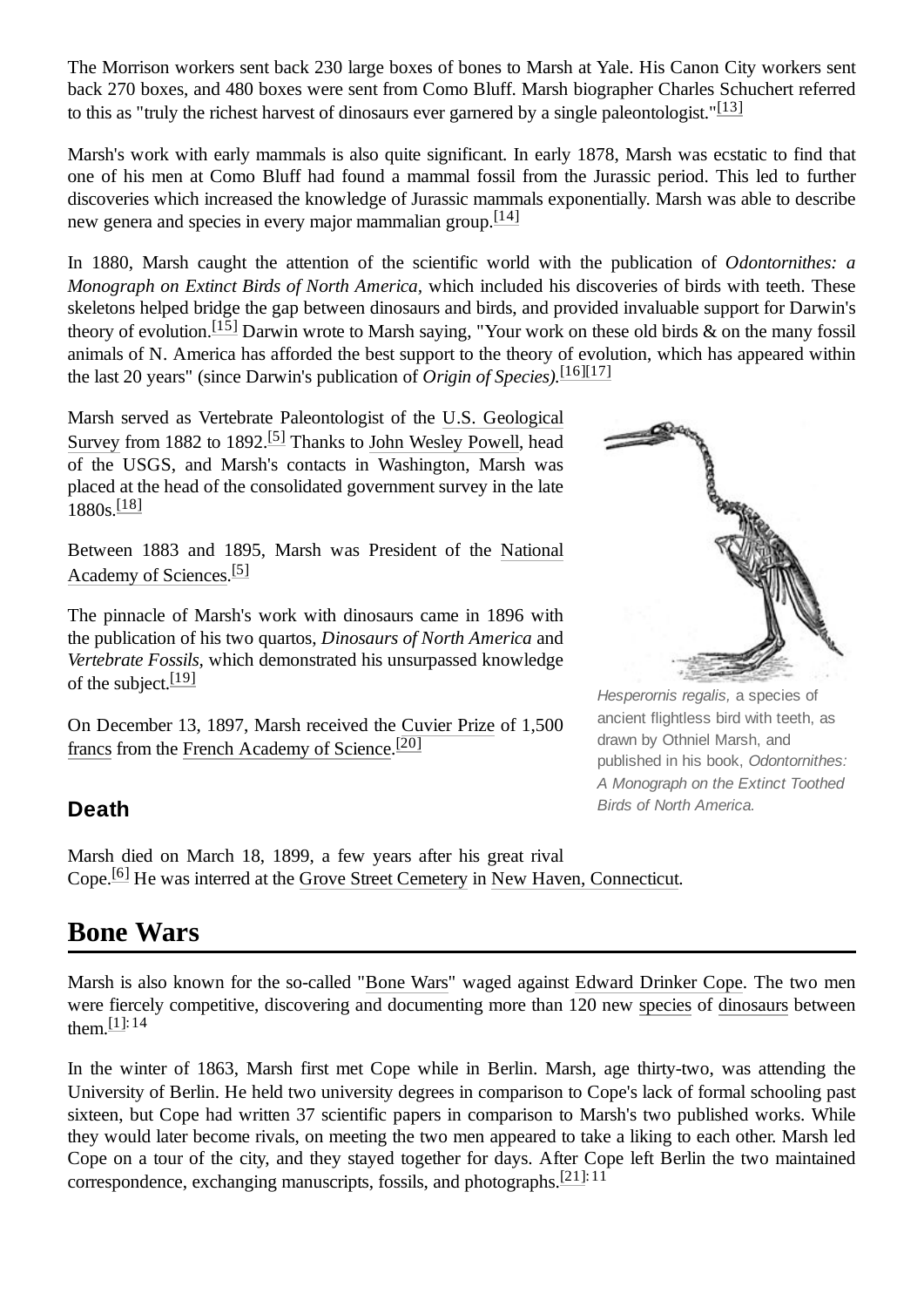The Morrison workers sent back 230 large boxes of bones to Marsh at Yale. His Canon City workers sent back 270 boxes, and 480 boxes were sent from Como Bluff. Marsh biographer Charles Schuchert referred to this as "truly the richest harvest of dinosaurs ever garnered by a single paleontologist."[13]

Marsh's work with early mammals is also quite significant. In early 1878, Marsh was ecstatic to find that one of his men at Como Bluff had found a mammal fossil from the Jurassic period. This led to further discoveries which increased the knowledge of Jurassic mammals exponentially. Marsh was able to describe new genera and species in every major mammalian group.[14]

In 1880, Marsh caught the attention of the scientific world with the publication of *Odontornithes: a Monograph on Extinct Birds of North America*, which included his discoveries of birds with teeth. These skeletons helped bridge the gap between dinosaurs and birds, and provided invaluable support for Darwin's theory of evolution.[15] Darwin wrote to Marsh saying, "Your work on these old birds & on the many fossil animals of N. America has afforded the best support to the theory of evolution, which has appeared within the last 20 years" (since Darwin's publication of *Origin of Species*).[16][17]

Marsh served as Vertebrate Paleontologist of the U.S. Geological Survey from 1882 to 1892.[5] Thanks to John Wesley Powell, head of the USGS, and Marsh's contacts in Washington, Marsh was placed at the head of the consolidated government survey in the late 1880s.[18]

Between 1883 and 1895, Marsh was President of the National Academy of Sciences.[5]

The pinnacle of Marsh's work with dinosaurs came in 1896 with the publication of his two quartos, *Dinosaurs of North America* and *Vertebrate Fossils*, which demonstrated his unsurpassed knowledge of the subject.[19]

On December 13, 1897, Marsh received the Cuvier Prize of 1,500 francs from the French Academy of Science.[20]

*Hesperornis regalis,* a species of ancient flightless bird with teeth, as drawn by Othniel Marsh, and published in his book, *Odontornithes: A Monograph on the Extinct Toothed Birds of North America.*

### Death

Marsh died on March 18, 1899, a few years after his great rival Cope.[6] He was interred at the Grove Street Cemetery in New Haven, Connecticut.

## Bone Wars

Marsh is also known for the so-called "Bone Wars" waged against Edward Drinker Cope. The two men were fiercely competitive, discovering and documenting more than 120 new species of dinosaurs between them.[1]: 14

In the winter of 1863, Marsh first met Cope while in Berlin. Marsh, age thirty-two, was attending the University of Berlin. He held two university degrees in comparison to Cope's lack of formal schooling past sixteen, but Cope had written 37 scientific papers in comparison to Marsh's two published works. While they would later become rivals, on meeting the two men appeared to take a liking to each other. Marsh led Cope on a tour of the city, and they stayed together for days. After Cope left Berlin the two maintained correspondence, exchanging manuscripts, fossils, and photographs.[21]: 11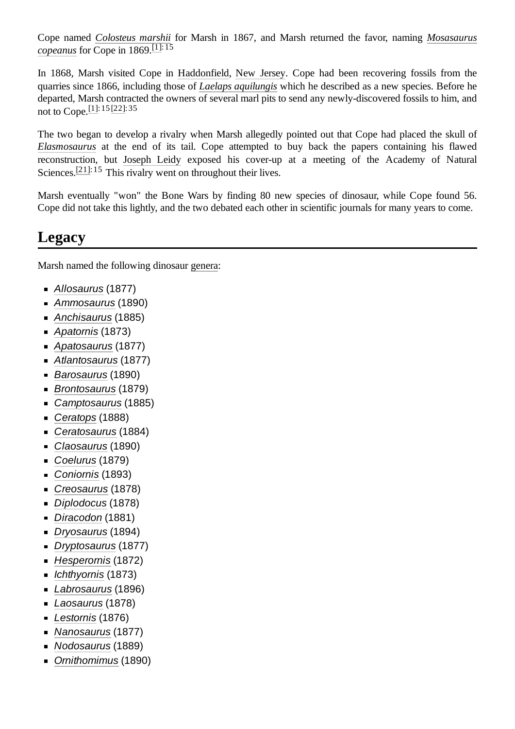Cope named *Colosteus marshii* for Marsh in 1867, and Marsh returned the favor, naming *Mosasaurus copeanus* for Cope in 1869.[1]: 15

In 1868, Marsh visited Cope in Haddonfield, New Jersey. Cope had been recovering fossils from the quarries since 1866, including those of *Laelaps aquilungis* which he described as a new species. Before he departed, Marsh contracted the owners of several marl pits to send any newly-discovered fossils to him, and not to Cope.[1]: 15[22]: 35

The two began to develop a rivalry when Marsh allegedly pointed out that Cope had placed the skull of *Elasmosaurus* at the end of its tail. Cope attempted to buy back the papers containing his flawed reconstruction, but Joseph Leidy exposed his cover-up at a meeting of the Academy of Natural Sciences.[21]: 15 This rivalry went on throughout their lives.

Marsh eventually "won" the Bone Wars by finding 80 new species of dinosaur, while Cope found 56. Cope did not take this lightly, and the two debated each other in scientific journals for many years to come.

## Legacy

Marsh named the following dinosaur genera:

- *Allosaurus* (1877)
- *Ammosaurus* (1890)
- *Anchisaurus* (1885)
- *Apatornis* (1873)
- *Apatosaurus* (1877)
- *Atlantosaurus* (1877)
- *Barosaurus* (1890)
- *Brontosaurus* (1879)
- *Camptosaurus* (1885)
- *Ceratops* (1888)
- *Ceratosaurus* (1884)
- *Claosaurus* (1890)
- *Coelurus* (1879)
- *Coniornis* (1893)
- *Creosaurus* (1878)
- *Diplodocus* (1878)
- *Diracodon* (1881)
- *Dryosaurus* (1894)
- *Dryptosaurus* (1877)
- *Hesperornis* (1872)
- *Ichthyornis* (1873)
- *Labrosaurus* (1896)
- *Laosaurus* (1878)
- *Lestornis* (1876)
- *Nanosaurus* (1877)
- *Nodosaurus* (1889)
- *Ornithomimus* (1890)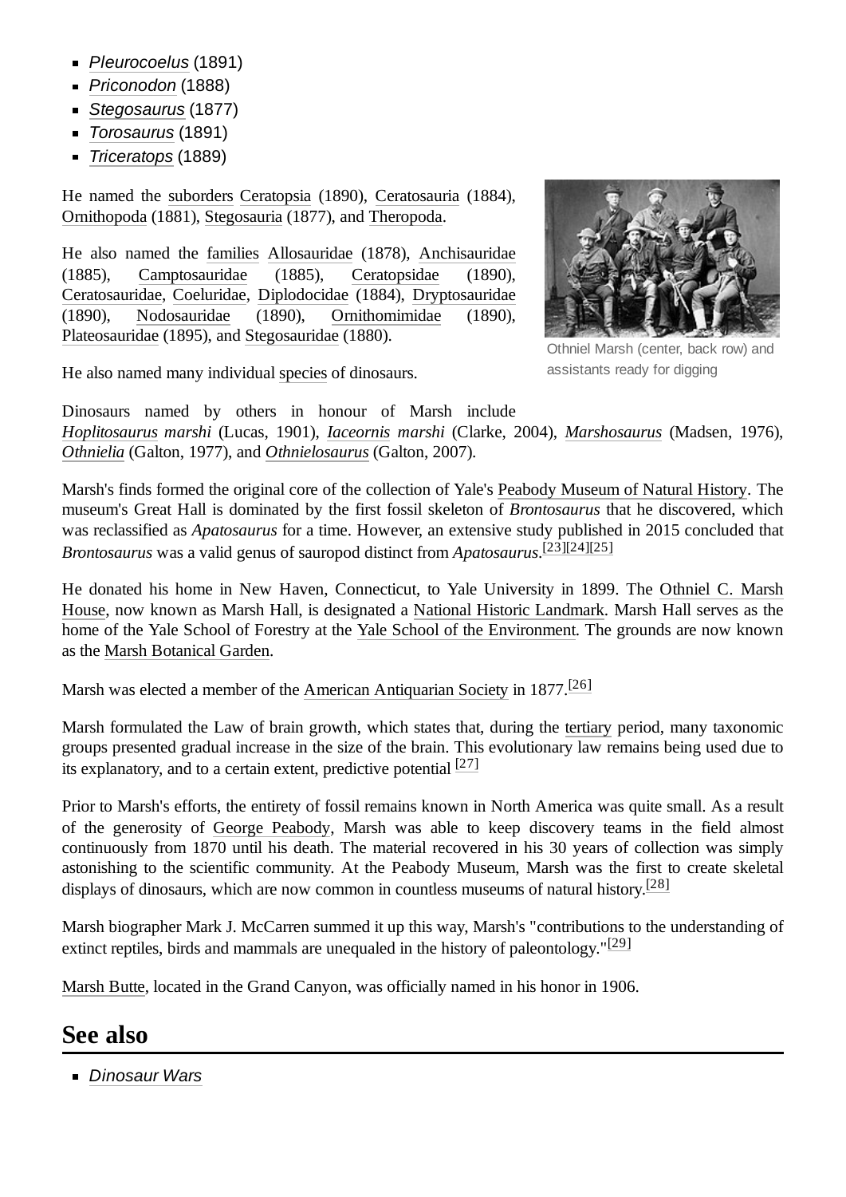- *Pleurocoelus* (1891)
- *Priconodon* (1888)
- *Stegosaurus* (1877)
- *Torosaurus* (1891)
- *Triceratops* (1889)

He named the suborders Ceratopsia (1890), Ceratosauria (1884), Ornithopoda (1881), Stegosauria (1877), and Theropoda.

He also named the families Allosauridae (1878), Anchisauridae (1885), Camptosauridae (1885), Ceratopsidae (1890), Ceratosauridae, Coeluridae, Diplodocidae (1884), Dryptosauridae (1890), Nodosauridae (1890), Ornithomimidae (1890), Plateosauridae (1895), and Stegosauridae (1880).

He also named many individual species of dinosaurs.

Othniel Marsh (center, back row) and assistants ready for digging

Dinosaurs named by others in honour of Marsh include *Hoplitosaurus marshi* (Lucas, 1901), *Iaceornis marshi* (Clarke, 2004), *Marshosaurus* (Madsen, 1976), *Othnielia* (Galton, 1977), and *Othnielosaurus* (Galton, 2007).

Marsh's finds formed the original core of the collection of Yale's Peabody Museum of Natural History. The museum's Great Hall is dominated by the first fossil skeleton of *Brontosaurus* that he discovered, which was reclassified as *Apatosaurus* for a time. However, an extensive study published in 2015 concluded that *Brontosaurus* was a valid genus of sauropod distinct from *Apatosaurus*.[23][24][25]

He donated his home in New Haven, Connecticut, to Yale University in 1899. The Othniel C. Marsh House, now known as Marsh Hall, is designated a National Historic Landmark. Marsh Hall serves as the home of the Yale School of Forestry at the Yale School of the Environment. The grounds are now known as the Marsh Botanical Garden.

Marsh was elected a member of the American Antiquarian Society in 1877.[26]

Marsh formulated the Law of brain growth, which states that, during the tertiary period, many taxonomic groups presented gradual increase in the size of the brain. This evolutionary law remains being used due to its explanatory, and to a certain extent, predictive potential [27]

Prior to Marsh's efforts, the entirety of fossil remains known in North America was quite small. As a result of the generosity of George Peabody, Marsh was able to keep discovery teams in the field almost continuously from 1870 until his death. The material recovered in his 30 years of collection was simply astonishing to the scientific community. At the Peabody Museum, Marsh was the first to create skeletal displays of dinosaurs, which are now common in countless museums of natural history.[28]

Marsh biographer Mark J. McCarren summed it up this way, Marsh's "contributions to the understanding of extinct reptiles, birds and mammals are unequaled in the history of paleontology."[29]

Marsh Butte, located in the Grand Canyon, was officially named in his honor in 1906.

## See also

- *Dinosaur Wars*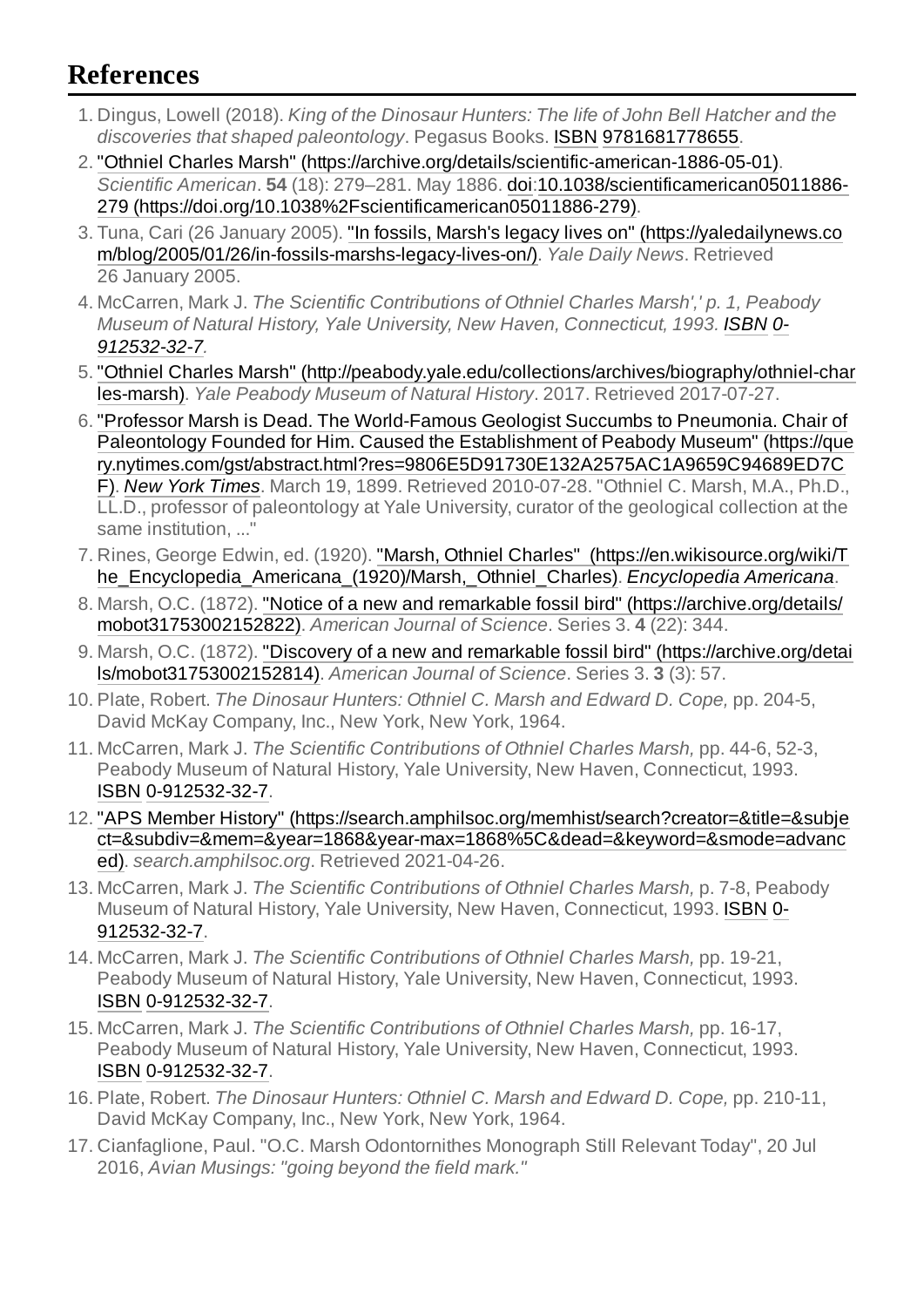## References

1. Dingus, Lowell (2018). *King of the Dinosaur Hunters: The life of John Bell Hatcher and the discoveries that shaped paleontology*. Pegasus Books. ISBN 9781681778655.
2. "Othniel Charles Marsh" (https://archive.org/details/scientific-american-1886-05-01). *Scientific American*. **54** (18): 279–281. May 1886. doi:10.1038/scientificamerican05011886-279 (https://doi.org/10.1038%2Fscientificamerican05011886-279).
3. Tuna, Cari (26 January 2005). "In fossils, Marsh's legacy lives on" (https://yaledailynews.com/blog/2005/01/26/in-fossils-marshs-legacy-lives-on/). *Yale Daily News*. Retrieved 26 January 2005.
4. McCarren, Mark J. *The Scientific Contributions of Othniel Charles Marsh',' p. 1, Peabody Museum of Natural History, Yale University, New Haven, Connecticut, 1993. ISBN 0-912532-32-7.*
5. "Othniel Charles Marsh" (http://peabody.yale.edu/collections/archives/biography/othniel-charles-marsh). *Yale Peabody Museum of Natural History*. 2017. Retrieved 2017-07-27.
6. "Professor Marsh is Dead. The World-Famous Geologist Succumbs to Pneumonia. Chair of Paleontology Founded for Him. Caused the Establishment of Peabody Museum" (https://query.nytimes.com/gst/abstract.html?res=9806E5D91730E132A2575AC1A9659C94689ED7CF). *New York Times*. March 19, 1899. Retrieved 2010-07-28. "Othniel C. Marsh, M.A., Ph.D., LL.D., professor of paleontology at Yale University, curator of the geological collection at the same institution, ..."
7. Rines, George Edwin, ed. (1920). "Marsh, Othniel Charles" (https://en.wikisource.org/wiki/The_Encyclopedia_Americana_(1920)/Marsh,_Othniel_Charles). *Encyclopedia Americana*.
8. Marsh, O.C. (1872). "Notice of a new and remarkable fossil bird" (https://archive.org/details/mobot31753002152822). *American Journal of Science*. Series 3. **4** (22): 344.
9. Marsh, O.C. (1872). "Discovery of a new and remarkable fossil bird" (https://archive.org/details/mobot31753002152814). *American Journal of Science*. Series 3. **3** (3): 57.
10. Plate, Robert. *The Dinosaur Hunters: Othniel C. Marsh and Edward D. Cope,* pp. 204-5, David McKay Company, Inc., New York, New York, 1964.
11. McCarren, Mark J. *The Scientific Contributions of Othniel Charles Marsh,* pp. 44-6, 52-3, Peabody Museum of Natural History, Yale University, New Haven, Connecticut, 1993. ISBN 0-912532-32-7.
12. "APS Member History" (https://search.amphilsoc.org/memhist/search?creator=&title=&subject=&subdiv=&mem=&year=1868&year-max=1868%5C&dead=&keyword=&smode=advanced). *search.amphilsoc.org*. Retrieved 2021-04-26.
13. McCarren, Mark J. *The Scientific Contributions of Othniel Charles Marsh,* p. 7-8, Peabody Museum of Natural History, Yale University, New Haven, Connecticut, 1993. ISBN 0-912532-32-7.
14. McCarren, Mark J. *The Scientific Contributions of Othniel Charles Marsh,* pp. 19-21, Peabody Museum of Natural History, Yale University, New Haven, Connecticut, 1993. ISBN 0-912532-32-7.
15. McCarren, Mark J. *The Scientific Contributions of Othniel Charles Marsh,* pp. 16-17, Peabody Museum of Natural History, Yale University, New Haven, Connecticut, 1993. ISBN 0-912532-32-7.
16. Plate, Robert. *The Dinosaur Hunters: Othniel C. Marsh and Edward D. Cope,* pp. 210-11, David McKay Company, Inc., New York, New York, 1964.
17. Cianfaglione, Paul. "O.C. Marsh Odontornithes Monograph Still Relevant Today", 20 Jul 2016, *Avian Musings: "going beyond the field mark."*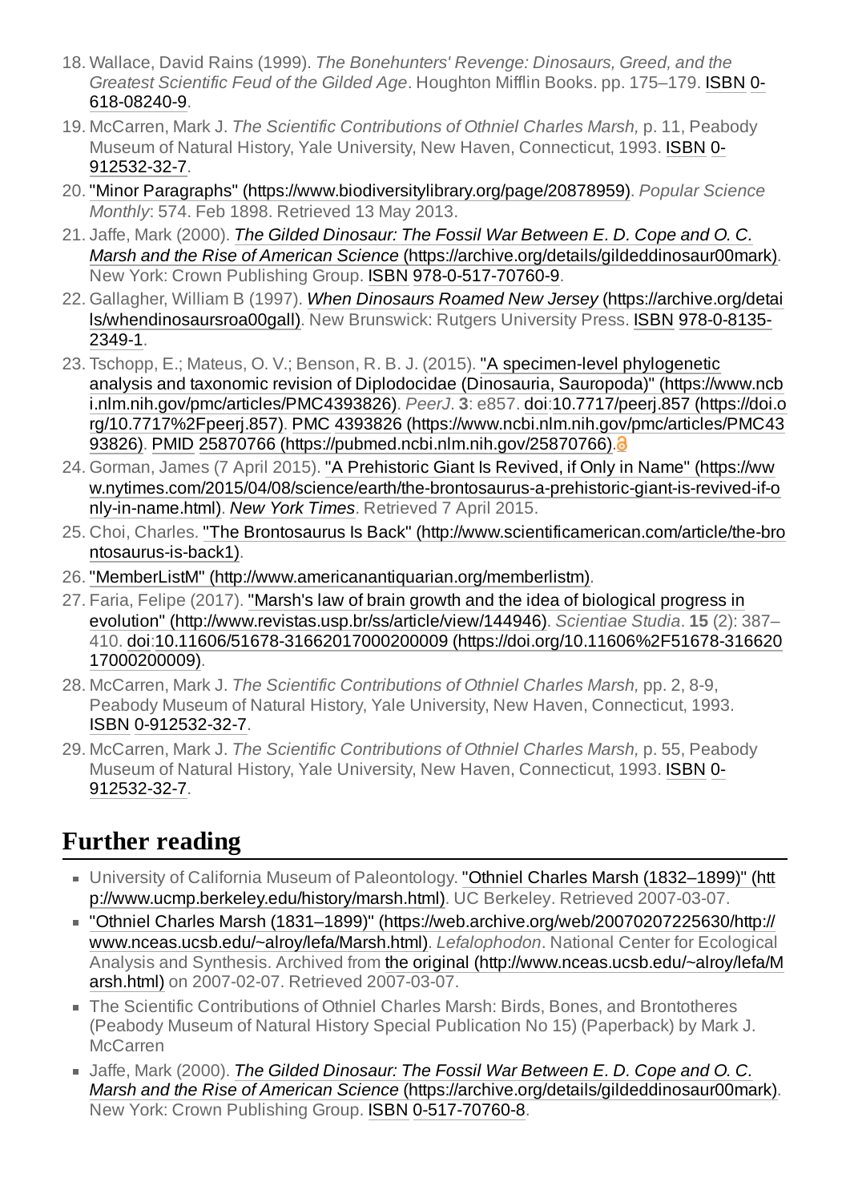18. Wallace, David Rains (1999). *The Bonehunters' Revenge: Dinosaurs, Greed, and the Greatest Scientific Feud of the Gilded Age*. Houghton Mifflin Books. pp. 175–179. ISBN 0-618-08240-9.
19. McCarren, Mark J. *The Scientific Contributions of Othniel Charles Marsh,* p. 11, Peabody Museum of Natural History, Yale University, New Haven, Connecticut, 1993. ISBN 0-912532-32-7.
20. "Minor Paragraphs" (https://www.biodiversitylibrary.org/page/20878959). *Popular Science Monthly*: 574. Feb 1898. Retrieved 13 May 2013.
21. Jaffe, Mark (2000). *The Gilded Dinosaur: The Fossil War Between E. D. Cope and O. C. Marsh and the Rise of American Science* (https://archive.org/details/gildeddinosaur00mark). New York: Crown Publishing Group. ISBN 978-0-517-70760-9.
22. Gallagher, William B (1997). *When Dinosaurs Roamed New Jersey* (https://archive.org/details/whendinosaursroa00gall). New Brunswick: Rutgers University Press. ISBN 978-0-8135-2349-1.
23. Tschopp, E.; Mateus, O. V.; Benson, R. B. J. (2015). "A specimen-level phylogenetic analysis and taxonomic revision of Diplodocidae (Dinosauria, Sauropoda)" (https://www.ncbi.nlm.nih.gov/pmc/articles/PMC4393826). *PeerJ*. **3**: e857. doi:10.7717/peerj.857 (https://doi.org/10.7717%2Fpeerj.857). PMC 4393826 (https://www.ncbi.nlm.nih.gov/pmc/articles/PMC4393826). PMID 25870766 (https://pubmed.ncbi.nlm.nih.gov/25870766).
24. Gorman, James (7 April 2015). "A Prehistoric Giant Is Revived, if Only in Name" (https://www.nytimes.com/2015/04/08/science/earth/the-brontosaurus-a-prehistoric-giant-is-revived-if-only-in-name.html). *New York Times*. Retrieved 7 April 2015.
25. Choi, Charles. "The Brontosaurus Is Back" (http://www.scientificamerican.com/article/the-brontosaurus-is-back1).
26. "MemberListM" (http://www.americanantiquarian.org/memberlistm).
27. Faria, Felipe (2017). "Marsh's law of brain growth and the idea of biological progress in evolution" (http://www.revistas.usp.br/ss/article/view/144946). *Scientiae Studia*. **15** (2): 387–410. doi:10.11606/51678-31662017000200009 (https://doi.org/10.11606%2F51678-31662017000200009).
28. McCarren, Mark J. *The Scientific Contributions of Othniel Charles Marsh,* pp. 2, 8-9, Peabody Museum of Natural History, Yale University, New Haven, Connecticut, 1993. ISBN 0-912532-32-7.
29. McCarren, Mark J. *The Scientific Contributions of Othniel Charles Marsh,* p. 55, Peabody Museum of Natural History, Yale University, New Haven, Connecticut, 1993. ISBN 0-912532-32-7.

## Further reading

- University of California Museum of Paleontology. "Othniel Charles Marsh (1832–1899)" (http://www.ucmp.berkeley.edu/history/marsh.html). UC Berkeley. Retrieved 2007-03-07.
- "Othniel Charles Marsh (1831–1899)" (https://web.archive.org/web/20070207225630/http://www.nceas.ucsb.edu/~alroy/lefa/Marsh.html). *Lefalophodon*. National Center for Ecological Analysis and Synthesis. Archived from the original (http://www.nceas.ucsb.edu/~alroy/lefa/Marsh.html) on 2007-02-07. Retrieved 2007-03-07.
- The Scientific Contributions of Othniel Charles Marsh: Birds, Bones, and Brontotheres (Peabody Museum of Natural History Special Publication No 15) (Paperback) by Mark J. McCarren
- Jaffe, Mark (2000). *The Gilded Dinosaur: The Fossil War Between E. D. Cope and O. C. Marsh and the Rise of American Science* (https://archive.org/details/gildeddinosaur00mark). New York: Crown Publishing Group. ISBN 0-517-70760-8.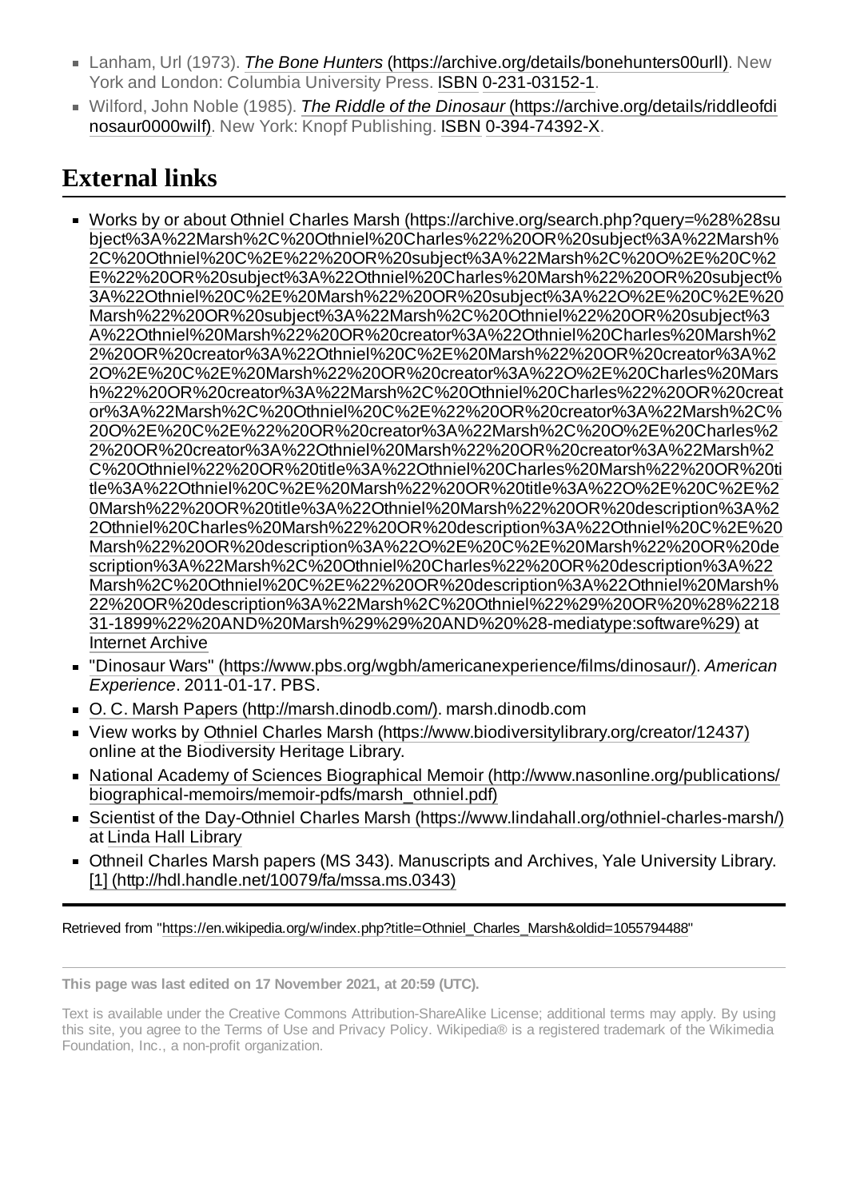- Lanham, Url (1973). *The Bone Hunters* (https://archive.org/details/bonehunters00urll). New York and London: Columbia University Press. ISBN 0-231-03152-1.
- Wilford, John Noble (1985). *The Riddle of the Dinosaur* (https://archive.org/details/riddleofdinosaur0000wilf). New York: Knopf Publishing. ISBN 0-394-74392-X.

## External links

- Works by or about Othniel Charles Marsh (https://archive.org/search.php?query=%28%28subject%3A%22Marsh%2C%20Othniel%20Charles%22%20OR%20subject%3A%22Marsh%2C%20Othniel%20C%2E%22%20OR%20subject%3A%22Marsh%2C%20O%2E%20C%2E%22%20OR%20subject%3A%22Othniel%20Charles%20Marsh%22%20OR%20subject%3A%22Othniel%20C%2E%20Marsh%22%20OR%20subject%3A%22O%2E%20C%2E%20Marsh%22%20OR%20subject%3A%22Marsh%2C%20Othniel%22%20OR%20subject%3A%22Othniel%20Marsh%22%20OR%20creator%3A%22Othniel%20Charles%20Marsh%22%20OR%20creator%3A%22Othniel%20C%2E%20Marsh%22%20OR%20creator%3A%22O%2E%20C%2E%20Marsh%22%20OR%20creator%3A%22O%2E%20Charles%20Marsh%22%20OR%20creator%3A%22Marsh%2C%20Othniel%20Charles%22%20OR%20creator%3A%22Marsh%2C%20Othniel%20C%2E%22%20OR%20creator%3A%22Marsh%2C%20O%2E%20C%2E%22%20OR%20creator%3A%22Marsh%2C%20O%2E%20Charles%22%20OR%20creator%3A%22Othniel%20Marsh%22%20OR%20creator%3A%22Marsh%2C%20Othniel%22%20OR%20title%3A%22Othniel%20Charles%20Marsh%22%20OR%20title%3A%22Othniel%20C%2E%20Marsh%22%20OR%20title%3A%22O%2E%20C%2E%20Marsh%22%20OR%20title%3A%22Othniel%20Marsh%22%20OR%20description%3A%22Othniel%20Charles%20Marsh%22%20OR%20description%3A%22Othniel%20C%2E%20Marsh%22%20OR%20description%3A%22O%2E%20C%2E%20Marsh%22%20OR%20description%3A%22Marsh%2C%20Othniel%20Charles%22%20OR%20description%3A%22Marsh%2C%20Othniel%20C%2E%22%20OR%20description%3A%22Othniel%20Marsh%22%20OR%20description%3A%22Marsh%2C%20Othniel%22%29%20OR%20%28%221831-1899%22%20AND%20Marsh%29%29%20AND%20%28-mediatype:software%29) at Internet Archive
- "Dinosaur Wars" (https://www.pbs.org/wgbh/americanexperience/films/dinosaur/). *American Experience*. 2011-01-17. PBS.
- O. C. Marsh Papers (http://marsh.dinodb.com/). marsh.dinodb.com
- View works by Othniel Charles Marsh (https://www.biodiversitylibrary.org/creator/12437) online at the Biodiversity Heritage Library.
- National Academy of Sciences Biographical Memoir (http://www.nasonline.org/publications/biographical-memoirs/memoir-pdfs/marsh_othniel.pdf)
- Scientist of the Day-Othniel Charles Marsh (https://www.lindahall.org/othniel-charles-marsh/) at Linda Hall Library
- Othneil Charles Marsh papers (MS 343). Manuscripts and Archives, Yale University Library. [1] (http://hdl.handle.net/10079/fa/mssa.ms.0343)

Retrieved from "https://en.wikipedia.org/w/index.php?title=Othniel_Charles_Marsh&oldid=1055794488"

**This page was last edited on 17 November 2021, at 20:59 (UTC).**

Text is available under the Creative Commons Attribution-ShareAlike License; additional terms may apply. By using this site, you agree to the Terms of Use and Privacy Policy. Wikipedia® is a registered trademark of the Wikimedia Foundation, Inc., a non-profit organization.